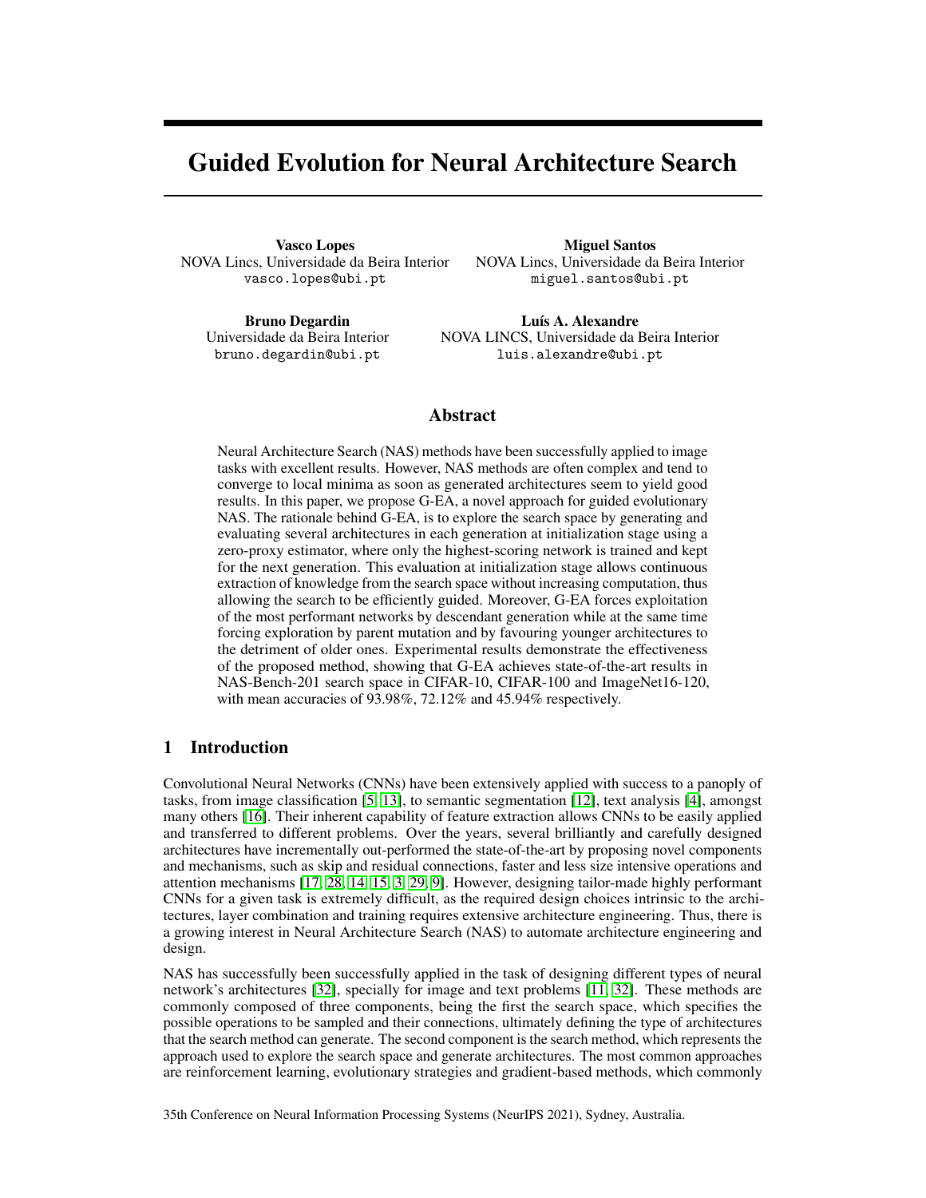# Guided Evolution for Neural Architecture Search

**Vasco Lopes**
NOVA Lincs, Universidade da Beira Interior
vasco.lopes@ubi.pt

**Miguel Santos**
NOVA Lincs, Universidade da Beira Interior
miguel.santos@ubi.pt

**Bruno Degardin**
Universidade da Beira Interior
bruno.degardin@ubi.pt

**Luís A. Alexandre**
NOVA LINCS, Universidade da Beira Interior
luis.alexandre@ubi.pt

## Abstract

Neural Architecture Search (NAS) methods have been successfully applied to image tasks with excellent results. However, NAS methods are often complex and tend to converge to local minima as soon as generated architectures seem to yield good results. In this paper, we propose G-EA, a novel approach for guided evolutionary NAS. The rationale behind G-EA, is to explore the search space by generating and evaluating several architectures in each generation at initialization stage using a zero-proxy estimator, where only the highest-scoring network is trained and kept for the next generation. This evaluation at initialization stage allows continuous extraction of knowledge from the search space without increasing computation, thus allowing the search to be efficiently guided. Moreover, G-EA forces exploitation of the most performant networks by descendant generation while at the same time forcing exploration by parent mutation and by favouring younger architectures to the detriment of older ones. Experimental results demonstrate the effectiveness of the proposed method, showing that G-EA achieves state-of-the-art results in NAS-Bench-201 search space in CIFAR-10, CIFAR-100 and ImageNet16-120, with mean accuracies of 93.98%, 72.12% and 45.94% respectively.

## 1 Introduction

Convolutional Neural Networks (CNNs) have been extensively applied with success to a panoply of tasks, from image classification [5, 13], to semantic segmentation [12], text analysis [4], amongst many others [16]. Their inherent capability of feature extraction allows CNNs to be easily applied and transferred to different problems. Over the years, several brilliantly and carefully designed architectures have incrementally out-performed the state-of-the-art by proposing novel components and mechanisms, such as skip and residual connections, faster and less size intensive operations and attention mechanisms [17, 28, 14, 15, 3, 29, 9]. However, designing tailor-made highly performant CNNs for a given task is extremely difficult, as the required design choices intrinsic to the architectures, layer combination and training requires extensive architecture engineering. Thus, there is a growing interest in Neural Architecture Search (NAS) to automate architecture engineering and design.

NAS has successfully been successfully applied in the task of designing different types of neural network's architectures [32], specially for image and text problems [11, 32]. These methods are commonly composed of three components, being the first the search space, which specifies the possible operations to be sampled and their connections, ultimately defining the type of architectures that the search method can generate. The second component is the search method, which represents the approach used to explore the search space and generate architectures. The most common approaches are reinforcement learning, evolutionary strategies and gradient-based methods, which commonly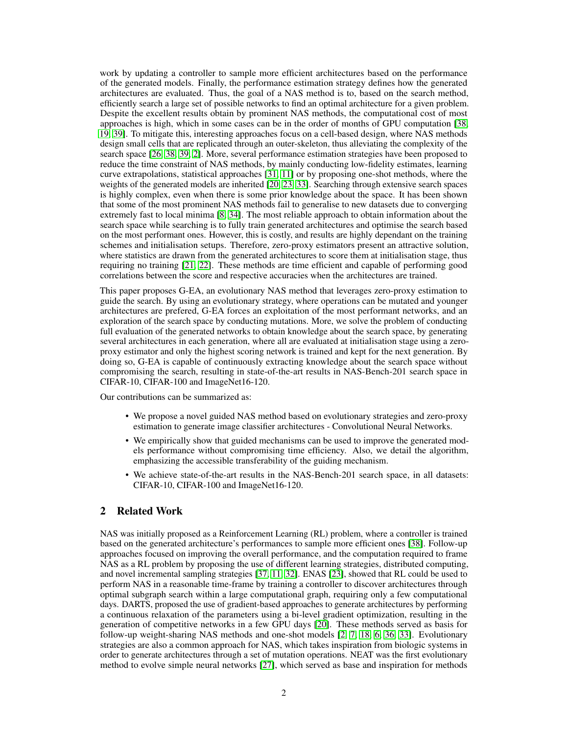work by updating a controller to sample more efficient architectures based on the performance of the generated models. Finally, the performance estimation strategy defines how the generated architectures are evaluated. Thus, the goal of a NAS method is to, based on the search method, efficiently search a large set of possible networks to find an optimal architecture for a given problem. Despite the excellent results obtain by prominent NAS methods, the computational cost of most approaches is high, which in some cases can be in the order of months of GPU computation [38, 19, 39]. To mitigate this, interesting approaches focus on a cell-based design, where NAS methods design small cells that are replicated through an outer-skeleton, thus alleviating the complexity of the search space [26, 38, 39, 2]. More, several performance estimation strategies have been proposed to reduce the time constraint of NAS methods, by mainly conducting low-fidelity estimates, learning curve extrapolations, statistical approaches [31, 11] or by proposing one-shot methods, where the weights of the generated models are inherited [20, 23, 33]. Searching through extensive search spaces is highly complex, even when there is some prior knowledge about the space. It has been shown that some of the most prominent NAS methods fail to generalise to new datasets due to converging extremely fast to local minima [8, 34]. The most reliable approach to obtain information about the search space while searching is to fully train generated architectures and optimise the search based on the most performant ones. However, this is costly, and results are highly dependant on the training schemes and initialisation setups. Therefore, zero-proxy estimators present an attractive solution, where statistics are drawn from the generated architectures to score them at initialisation stage, thus requiring no training [21, 22]. These methods are time efficient and capable of performing good correlations between the score and respective accuracies when the architectures are trained.

This paper proposes G-EA, an evolutionary NAS method that leverages zero-proxy estimation to guide the search. By using an evolutionary strategy, where operations can be mutated and younger architectures are prefered, G-EA forces an exploitation of the most performant networks, and an exploration of the search space by conducting mutations. More, we solve the problem of conducting full evaluation of the generated networks to obtain knowledge about the search space, by generating several architectures in each generation, where all are evaluated at initialisation stage using a zero-proxy estimator and only the highest scoring network is trained and kept for the next generation. By doing so, G-EA is capable of continuously extracting knowledge about the search space without compromising the search, resulting in state-of-the-art results in NAS-Bench-201 search space in CIFAR-10, CIFAR-100 and ImageNet16-120.

Our contributions can be summarized as:

- We propose a novel guided NAS method based on evolutionary strategies and zero-proxy estimation to generate image classifier architectures - Convolutional Neural Networks.
- We empirically show that guided mechanisms can be used to improve the generated models performance without compromising time efficiency. Also, we detail the algorithm, emphasizing the accessible transferability of the guiding mechanism.
- We achieve state-of-the-art results in the NAS-Bench-201 search space, in all datasets: CIFAR-10, CIFAR-100 and ImageNet16-120.

## 2 Related Work

NAS was initially proposed as a Reinforcement Learning (RL) problem, where a controller is trained based on the generated architecture's performances to sample more efficient ones [38]. Follow-up approaches focused on improving the overall performance, and the computation required to frame NAS as a RL problem by proposing the use of different learning strategies, distributed computing, and novel incremental sampling strategies [37, 11, 32]. ENAS [23], showed that RL could be used to perform NAS in a reasonable time-frame by training a controller to discover architectures through optimal subgraph search within a large computational graph, requiring only a few computational days. DARTS, proposed the use of gradient-based approaches to generate architectures by performing a continuous relaxation of the parameters using a bi-level gradient optimization, resulting in the generation of competitive networks in a few GPU days [20]. These methods served as basis for follow-up weight-sharing NAS methods and one-shot models [2, 7, 18, 6, 36, 33]. Evolutionary strategies are also a common approach for NAS, which takes inspiration from biologic systems in order to generate architectures through a set of mutation operations. NEAT was the first evolutionary method to evolve simple neural networks [27], which served as base and inspiration for methods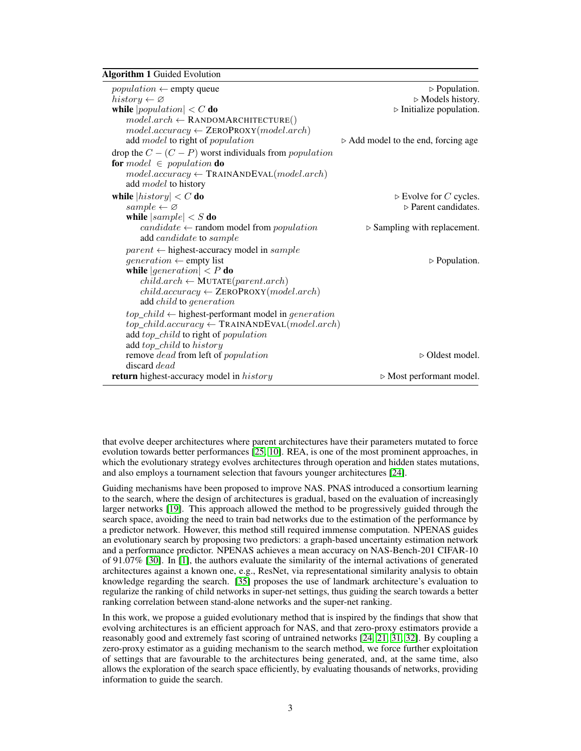**Algorithm 1** Guided Evolution

```
population ← empty queue                                          ▷ Population.
history ← ∅                                                       ▷ Models history.
while |population| < C do                                         ▷ Initialize population.
    model.arch ← RANDOMARCHITECTURE()
    model.accuracy ← ZEROPROXY(model.arch)
    add model to right of population                              ▷ Add model to the end, forcing age
drop the C − (C − P) worst individuals from population
for model ∈ population do
    model.accuracy ← TRAINANDEVAL(model.arch)
    add model to history
while |history| < C do                                            ▷ Evolve for C cycles.
    sample ← ∅                                                    ▷ Parent candidates.
    while |sample| < S do
        candidate ← random model from population                  ▷ Sampling with replacement.
        add candidate to sample
    parent ← highest-accuracy model in sample
    generation ← empty list                                       ▷ Population.
    while |generation| < P do
        child.arch ← MUTATE(parent.arch)
        child.accuracy ← ZEROPROXY(model.arch)
        add child to generation
    top_child ← highest-performant model in generation
    top_child.accuracy ← TRAINANDEVAL(model.arch)
    add top_child to right of population
    add top_child to history
    remove dead from left of population                           ▷ Oldest model.
    discard dead
return highest-accuracy model in history                          ▷ Most performant model.
```

that evolve deeper architectures where parent architectures have their parameters mutated to force evolution towards better performances [25, 10]. REA, is one of the most prominent approaches, in which the evolutionary strategy evolves architectures through operation and hidden states mutations, and also employs a tournament selection that favours younger architectures [24].

Guiding mechanisms have been proposed to improve NAS. PNAS introduced a consortium learning to the search, where the design of architectures is gradual, based on the evaluation of increasingly larger networks [19]. This approach allowed the method to be progressively guided through the search space, avoiding the need to train bad networks due to the estimation of the performance by a predictor network. However, this method still required immense computation. NPENAS guides an evolutionary search by proposing two predictors: a graph-based uncertainty estimation network and a performance predictor. NPENAS achieves a mean accuracy on NAS-Bench-201 CIFAR-10 of 91.07% [30]. In [1], the authors evaluate the similarity of the internal activations of generated architectures against a known one, e.g., ResNet, via representational similarity analysis to obtain knowledge regarding the search. [35] proposes the use of landmark architecture's evaluation to regularize the ranking of child networks in super-net settings, thus guiding the search towards a better ranking correlation between stand-alone networks and the super-net ranking.

In this work, we propose a guided evolutionary method that is inspired by the findings that show that evolving architectures is an efficient approach for NAS, and that zero-proxy estimators provide a reasonably good and extremely fast scoring of untrained networks [24, 21, 31, 32]. By coupling a zero-proxy estimator as a guiding mechanism to the search method, we force further exploitation of settings that are favourable to the architectures being generated, and, at the same time, also allows the exploration of the search space efficiently, by evaluating thousands of networks, providing information to guide the search.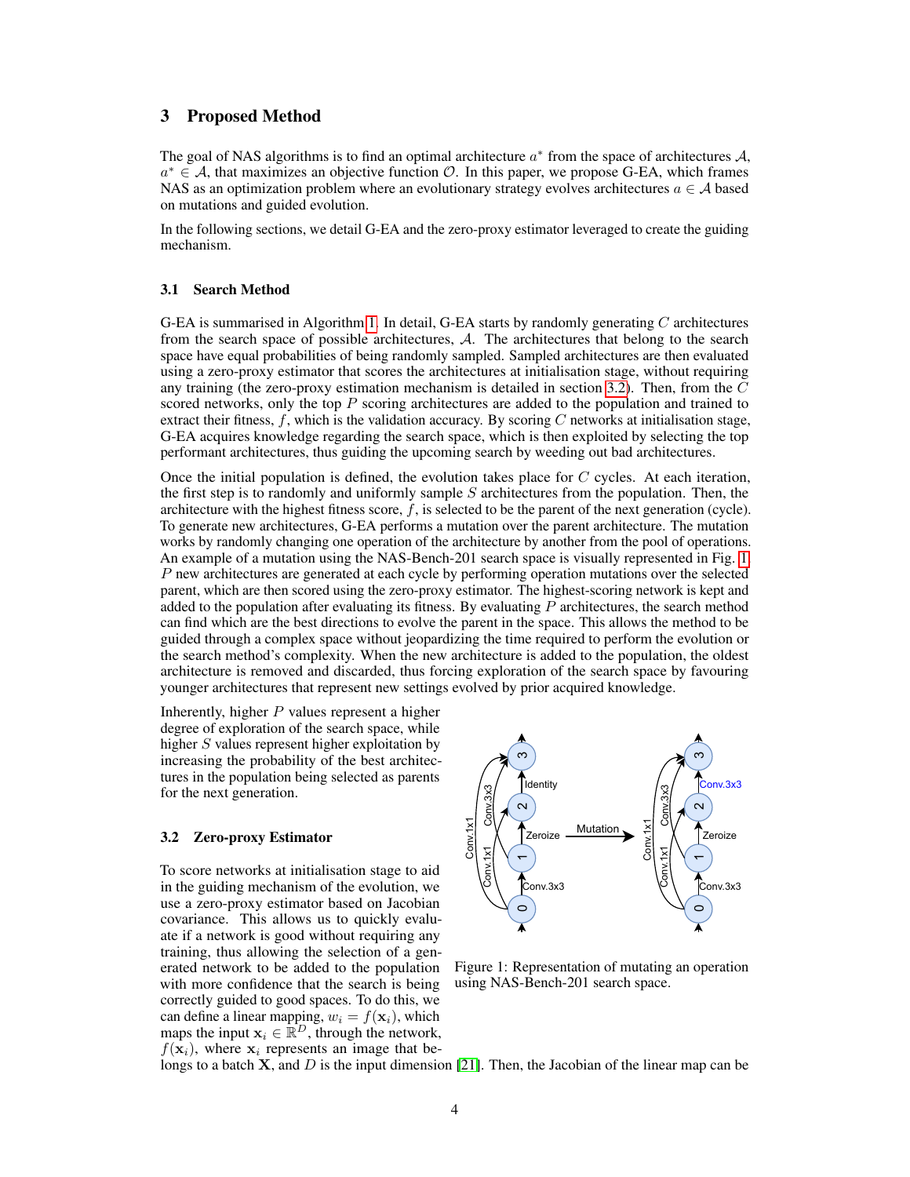## 3 Proposed Method

The goal of NAS algorithms is to find an optimal architecture $a^*$ from the space of architectures $\mathcal{A}$, $a^* \in \mathcal{A}$, that maximizes an objective function $\mathcal{O}$. In this paper, we propose G-EA, which frames NAS as an optimization problem where an evolutionary strategy evolves architectures $a \in \mathcal{A}$ based on mutations and guided evolution.

In the following sections, we detail G-EA and the zero-proxy estimator leveraged to create the guiding mechanism.

### 3.1 Search Method

G-EA is summarised in Algorithm 1. In detail, G-EA starts by randomly generating $C$ architectures from the search space of possible architectures, $\mathcal{A}$. The architectures that belong to the search space have equal probabilities of being randomly sampled. Sampled architectures are then evaluated using a zero-proxy estimator that scores the architectures at initialisation stage, without requiring any training (the zero-proxy estimation mechanism is detailed in section 3.2). Then, from the $C$ scored networks, only the top $P$ scoring architectures are added to the population and trained to extract their fitness, $f$, which is the validation accuracy. By scoring $C$ networks at initialisation stage, G-EA acquires knowledge regarding the search space, which is then exploited by selecting the top performant architectures, thus guiding the upcoming search by weeding out bad architectures.

Once the initial population is defined, the evolution takes place for $C$ cycles. At each iteration, the first step is to randomly and uniformly sample $S$ architectures from the population. Then, the architecture with the highest fitness score, $f$, is selected to be the parent of the next generation (cycle). To generate new architectures, G-EA performs a mutation over the parent architecture. The mutation works by randomly changing one operation of the architecture by another from the pool of operations. An example of a mutation using the NAS-Bench-201 search space is visually represented in Fig. 1. $P$ new architectures are generated at each cycle by performing operation mutations over the selected parent, which are then scored using the zero-proxy estimator. The highest-scoring network is kept and added to the population after evaluating its fitness. By evaluating $P$ architectures, the search method can find which are the best directions to evolve the parent in the space. This allows the method to be guided through a complex space without jeopardizing the time required to perform the evolution or the search method's complexity. When the new architecture is added to the population, the oldest architecture is removed and discarded, thus forcing exploration of the search space by favouring younger architectures that represent new settings evolved by prior acquired knowledge.

Inherently, higher $P$ values represent a higher degree of exploration of the search space, while higher $S$ values represent higher exploitation by increasing the probability of the best architectures in the population being selected as parents for the next generation.

Figure 1: Representation of mutating an operation using NAS-Bench-201 search space.

### 3.2 Zero-proxy Estimator

To score networks at initialisation stage to aid in the guiding mechanism of the evolution, we use a zero-proxy estimator based on Jacobian covariance. This allows us to quickly evaluate if a network is good without requiring any training, thus allowing the selection of a generated network to be added to the population with more confidence that the search is being correctly guided to good spaces. To do this, we can define a linear mapping, $w_i = f(\mathbf{x}_i)$, which maps the input $\mathbf{x}_i \in \mathbb{R}^D$, through the network, $f(\mathbf{x}_i)$, where $\mathbf{x}_i$ represents an image that belongs to a batch $\mathbf{X}$, and $D$ is the input dimension [21]. Then, the Jacobian of the linear map can be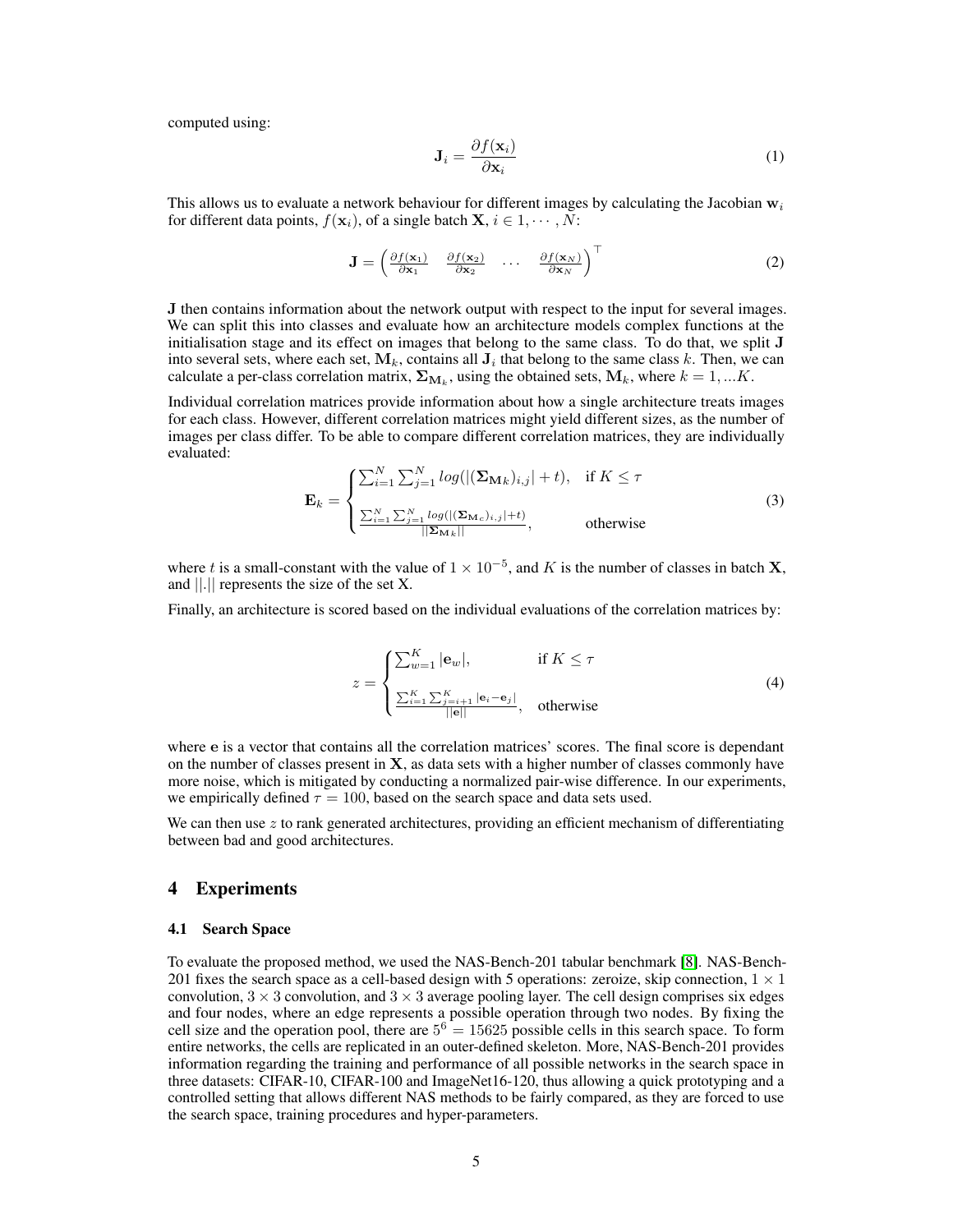computed using:

$$\mathbf{J}_i = \frac{\partial f(\mathbf{x}_i)}{\partial \mathbf{x}_i} \tag{1}$$

This allows us to evaluate a network behaviour for different images by calculating the Jacobian $\mathbf{w}_i$ for different data points, $f(\mathbf{x}_i)$, of a single batch $\mathbf{X}$, $i \in 1, \cdots, N$:

$$\mathbf{J} = \begin{pmatrix} \frac{\partial f(\mathbf{x}_1)}{\partial \mathbf{x}_1} & \frac{\partial f(\mathbf{x}_2)}{\partial \mathbf{x}_2} & \cdots & \frac{\partial f(\mathbf{x}_N)}{\partial \mathbf{x}_N} \end{pmatrix}^\top \tag{2}$$

$\mathbf{J}$ then contains information about the network output with respect to the input for several images. We can split this into classes and evaluate how an architecture models complex functions at the initialisation stage and its effect on images that belong to the same class. To do that, we split $\mathbf{J}$ into several sets, where each set, $\mathbf{M}_k$, contains all $\mathbf{J}_i$ that belong to the same class $k$. Then, we can calculate a per-class correlation matrix, $\mathbf{\Sigma}_{\mathbf{M}_k}$, using the obtained sets, $\mathbf{M}_k$, where $k = 1, ...K$.

Individual correlation matrices provide information about how a single architecture treats images for each class. However, different correlation matrices might yield different sizes, as the number of images per class differ. To be able to compare different correlation matrices, they are individually evaluated:

$$\mathbf{E}_k = \begin{cases} \sum_{i=1}^{N} \sum_{j=1}^{N} log(|(\mathbf{\Sigma}_{\mathbf{M}k})_{i,j}| + t), & \text{if } K \leq \tau \\ \frac{\sum_{i=1}^{N} \sum_{j=1}^{N} log(|(\mathbf{\Sigma}_{\mathbf{M}c})_{i,j}|+t)}{||\mathbf{\Sigma}_{\mathbf{M}k}||}, & \text{otherwise} \end{cases} \tag{3}$$

where $t$ is a small-constant with the value of $1 \times 10^{-5}$, and $K$ is the number of classes in batch $\mathbf{X}$, and $||.||$ represents the size of the set X.

Finally, an architecture is scored based on the individual evaluations of the correlation matrices by:

$$z = \begin{cases} \sum_{w=1}^{K} |\mathbf{e}_w|, & \text{if } K \leq \tau \\ \frac{\sum_{i=1}^{K} \sum_{j=i+1}^{K} |\mathbf{e}_i - \mathbf{e}_j|}{||\mathbf{e}||}, & \text{otherwise} \end{cases} \tag{4}$$

where $\mathbf{e}$ is a vector that contains all the correlation matrices' scores. The final score is dependant on the number of classes present in $\mathbf{X}$, as data sets with a higher number of classes commonly have more noise, which is mitigated by conducting a normalized pair-wise difference. In our experiments, we empirically defined $\tau = 100$, based on the search space and data sets used.

We can then use $z$ to rank generated architectures, providing an efficient mechanism of differentiating between bad and good architectures.

## 4 Experiments

### 4.1 Search Space

To evaluate the proposed method, we used the NAS-Bench-201 tabular benchmark [8]. NAS-Bench-201 fixes the search space as a cell-based design with 5 operations: zeroize, skip connection, $1 \times 1$ convolution, $3 \times 3$ convolution, and $3 \times 3$ average pooling layer. The cell design comprises six edges and four nodes, where an edge represents a possible operation through two nodes. By fixing the cell size and the operation pool, there are $5^6 = 15625$ possible cells in this search space. To form entire networks, the cells are replicated in an outer-defined skeleton. More, NAS-Bench-201 provides information regarding the training and performance of all possible networks in the search space in three datasets: CIFAR-10, CIFAR-100 and ImageNet16-120, thus allowing a quick prototyping and a controlled setting that allows different NAS methods to be fairly compared, as they are forced to use the search space, training procedures and hyper-parameters.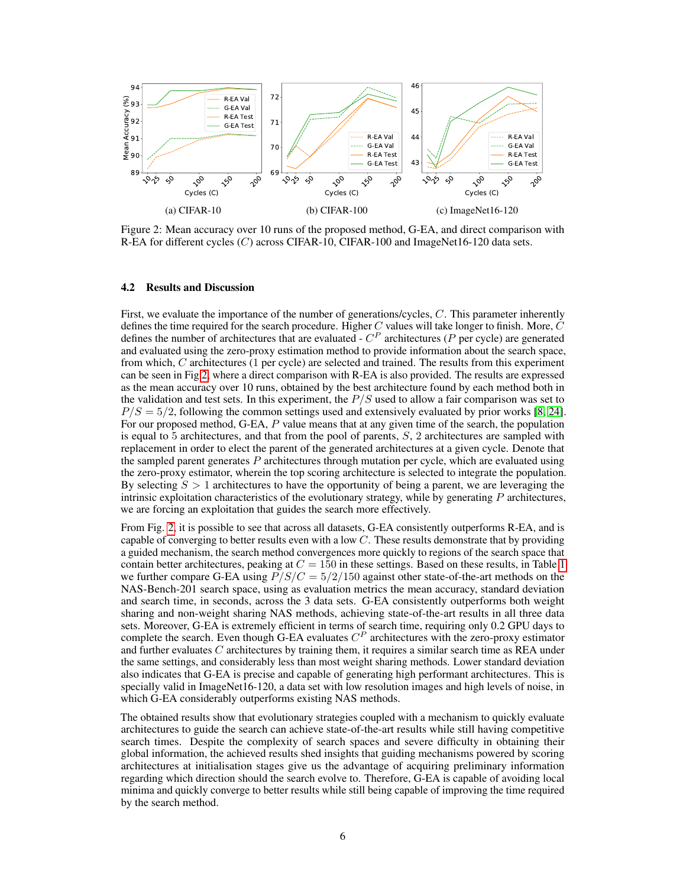Figure 2: Mean accuracy over 10 runs of the proposed method, G-EA, and direct comparison with R-EA for different cycles ($C$) across CIFAR-10, CIFAR-100 and ImageNet16-120 data sets.

### 4.2 Results and Discussion

First, we evaluate the importance of the number of generations/cycles, $C$. This parameter inherently defines the time required for the search procedure. Higher $C$ values will take longer to finish. More, $C$ defines the number of architectures that are evaluated - $C^P$ architectures ($P$ per cycle) are generated and evaluated using the zero-proxy estimation method to provide information about the search space, from which, $C$ architectures (1 per cycle) are selected and trained. The results from this experiment can be seen in Fig 2, where a direct comparison with R-EA is also provided. The results are expressed as the mean accuracy over 10 runs, obtained by the best architecture found by each method both in the validation and test sets. In this experiment, the $P/S$ used to allow a fair comparison was set to $P/S = 5/2$, following the common settings used and extensively evaluated by prior works [8, 24]. For our proposed method, G-EA, $P$ value means that at any given time of the search, the population is equal to 5 architectures, and that from the pool of parents, $S$, 2 architectures are sampled with replacement in order to elect the parent of the generated architectures at a given cycle. Denote that the sampled parent generates $P$ architectures through mutation per cycle, which are evaluated using the zero-proxy estimator, wherein the top scoring architecture is selected to integrate the population. By selecting $S > 1$ architectures to have the opportunity of being a parent, we are leveraging the intrinsic exploitation characteristics of the evolutionary strategy, while by generating $P$ architectures, we are forcing an exploitation that guides the search more effectively.

From Fig. 2, it is possible to see that across all datasets, G-EA consistently outperforms R-EA, and is capable of converging to better results even with a low $C$. These results demonstrate that by providing a guided mechanism, the search method convergences more quickly to regions of the search space that contain better architectures, peaking at $C = 150$ in these settings. Based on these results, in Table 1 we further compare G-EA using $P/S/C = 5/2/150$ against other state-of-the-art methods on the NAS-Bench-201 search space, using as evaluation metrics the mean accuracy, standard deviation and search time, in seconds, across the 3 data sets. G-EA consistently outperforms both weight sharing and non-weight sharing NAS methods, achieving state-of-the-art results in all three data sets. Moreover, G-EA is extremely efficient in terms of search time, requiring only 0.2 GPU days to complete the search. Even though G-EA evaluates $C^P$ architectures with the zero-proxy estimator and further evaluates $C$ architectures by training them, it requires a similar search time as REA under the same settings, and considerably less than most weight sharing methods. Lower standard deviation also indicates that G-EA is precise and capable of generating high performant architectures. This is specially valid in ImageNet16-120, a data set with low resolution images and high levels of noise, in which G-EA considerably outperforms existing NAS methods.

The obtained results show that evolutionary strategies coupled with a mechanism to quickly evaluate architectures to guide the search can achieve state-of-the-art results while still having competitive search times. Despite the complexity of search spaces and severe difficulty in obtaining their global information, the achieved results shed insights that guiding mechanisms powered by scoring architectures at initialisation stages give us the advantage of acquiring preliminary information regarding which direction should the search evolve to. Therefore, G-EA is capable of avoiding local minima and quickly converge to better results while still being capable of improving the time required by the search method.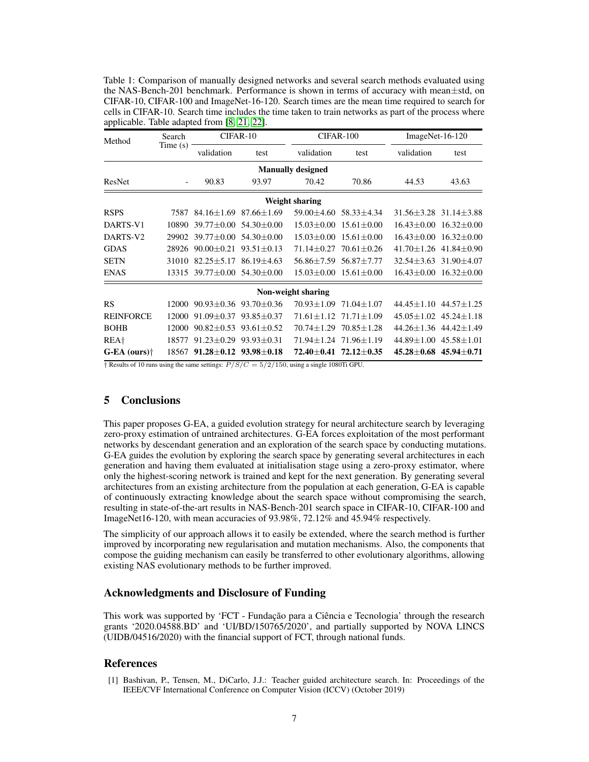Table 1: Comparison of manually designed networks and several search methods evaluated using the NAS-Bench-201 benchmark. Performance is shown in terms of accuracy with mean±std, on CIFAR-10, CIFAR-100 and ImageNet-16-120. Search times are the mean time required to search for cells in CIFAR-10. Search time includes the time taken to train networks as part of the process where applicable. Table adapted from [8, 21, 22].

| Method | Search Time (s) | CIFAR-10 | | CIFAR-100 | | ImageNet-16-120 | |
|---|---|---|---|---|---|---|---|
| | | validation | test | validation | test | validation | test |
| **Manually designed** | | | | | | | |
| ResNet | - | 90.83 | 93.97 | 70.42 | 70.86 | 44.53 | 43.63 |
| **Weight sharing** | | | | | | | |
| RSPS | 7587 | 84.16±1.69 | 87.66±1.69 | 59.00±4.60 | 58.33±4.34 | 31.56±3.28 | 31.14±3.88 |
| DARTS-V1 | 10890 | 39.77±0.00 | 54.30±0.00 | 15.03±0.00 | 15.61±0.00 | 16.43±0.00 | 16.32±0.00 |
| DARTS-V2 | 29902 | 39.77±0.00 | 54.30±0.00 | 15.03±0.00 | 15.61±0.00 | 16.43±0.00 | 16.32±0.00 |
| GDAS | 28926 | 90.00±0.21 | 93.51±0.13 | 71.14±0.27 | 70.61±0.26 | 41.70±1.26 | 41.84±0.90 |
| SETN | 31010 | 82.25±5.17 | 86.19±4.63 | 56.86±7.59 | 56.87±7.77 | 32.54±3.63 | 31.90±4.07 |
| ENAS | 13315 | 39.77±0.00 | 54.30±0.00 | 15.03±0.00 | 15.61±0.00 | 16.43±0.00 | 16.32±0.00 |
| **Non-weight sharing** | | | | | | | |
| RS | 12000 | 90.93±0.36 | 93.70±0.36 | 70.93±1.09 | 71.04±1.07 | 44.45±1.10 | 44.57±1.25 |
| REINFORCE | 12000 | 91.09±0.37 | 93.85±0.37 | 71.61±1.12 | 71.71±1.09 | 45.05±1.02 | 45.24±1.18 |
| BOHB | 12000 | 90.82±0.53 | 93.61±0.52 | 70.74±1.29 | 70.85±1.28 | 44.26±1.36 | 44.42±1.49 |
| REA† | 18577 | 91.23±0.29 | 93.93±0.31 | 71.94±1.24 | 71.96±1.19 | 44.89±1.00 | 45.58±1.01 |
| **G-EA (ours)†** | 18567 | **91.28±0.12** | **93.98±0.18** | **72.40±0.41** | **72.12±0.35** | **45.28±0.68** | **45.94±0.71** |

† Results of 10 runs using the same settings: $P/S/C = 5/2/150$, using a single 1080Ti GPU.

## 5 Conclusions

This paper proposes G-EA, a guided evolution strategy for neural architecture search by leveraging zero-proxy estimation of untrained architectures. G-EA forces exploitation of the most performant networks by descendant generation and an exploration of the search space by conducting mutations. G-EA guides the evolution by exploring the search space by generating several architectures in each generation and having them evaluated at initialisation stage using a zero-proxy estimator, where only the highest-scoring network is trained and kept for the next generation. By generating several architectures from an existing architecture from the population at each generation, G-EA is capable of continuously extracting knowledge about the search space without compromising the search, resulting in state-of-the-art results in NAS-Bench-201 search space in CIFAR-10, CIFAR-100 and ImageNet16-120, with mean accuracies of 93.98%, 72.12% and 45.94% respectively.

The simplicity of our approach allows it to easily be extended, where the search method is further improved by incorporating new regularisation and mutation mechanisms. Also, the components that compose the guiding mechanism can easily be transferred to other evolutionary algorithms, allowing existing NAS evolutionary methods to be further improved.

## Acknowledgments and Disclosure of Funding

This work was supported by 'FCT - Fundação para a Ciência e Tecnologia' through the research grants '2020.04588.BD' and 'UI/BD/150765/2020', and partially supported by NOVA LINCS (UIDB/04516/2020) with the financial support of FCT, through national funds.

## References

[1] Bashivan, P., Tensen, M., DiCarlo, J.J.: Teacher guided architecture search. In: Proceedings of the IEEE/CVF International Conference on Computer Vision (ICCV) (October 2019)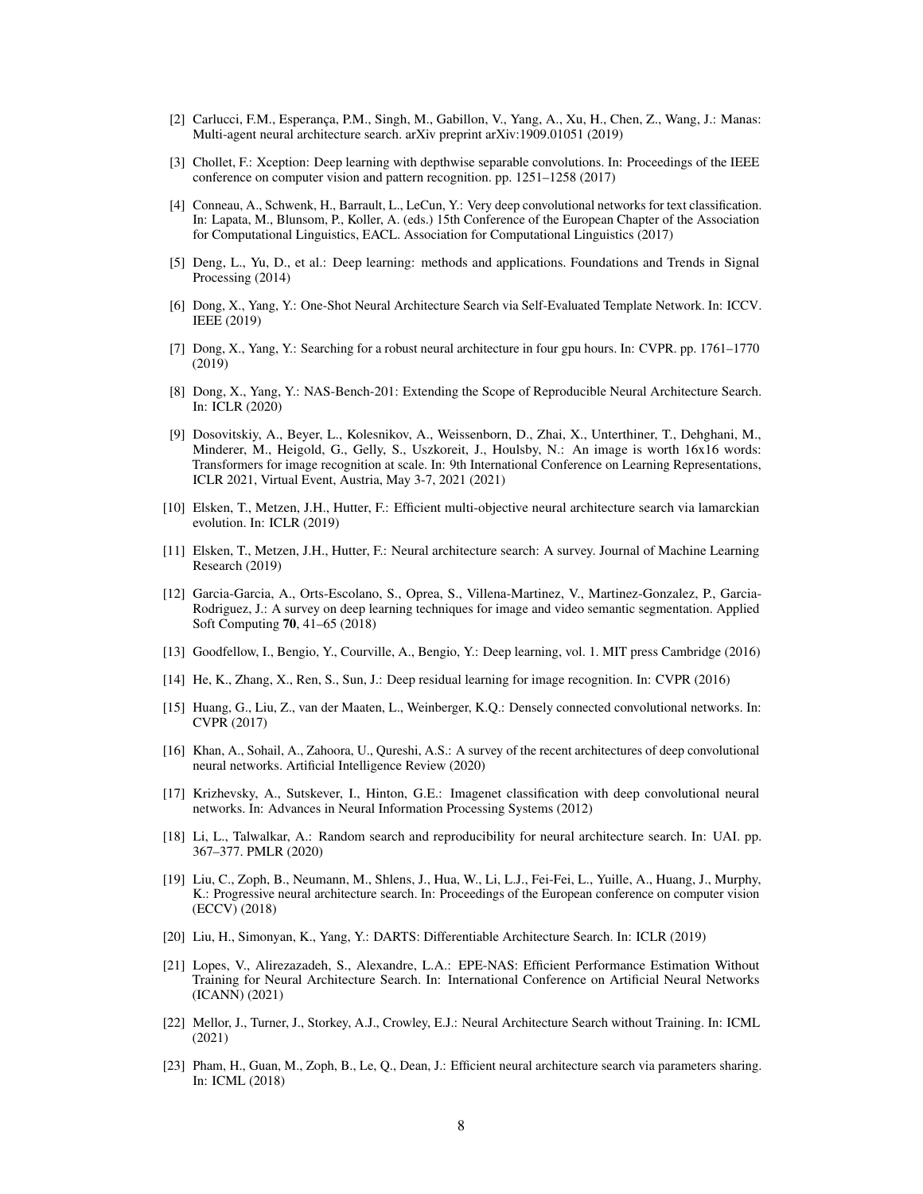[2] Carlucci, F.M., Esperança, P.M., Singh, M., Gabillon, V., Yang, A., Xu, H., Chen, Z., Wang, J.: Manas: Multi-agent neural architecture search. arXiv preprint arXiv:1909.01051 (2019)

[3] Chollet, F.: Xception: Deep learning with depthwise separable convolutions. In: Proceedings of the IEEE conference on computer vision and pattern recognition. pp. 1251–1258 (2017)

[4] Conneau, A., Schwenk, H., Barrault, L., LeCun, Y.: Very deep convolutional networks for text classification. In: Lapata, M., Blunsom, P., Koller, A. (eds.) 15th Conference of the European Chapter of the Association for Computational Linguistics, EACL. Association for Computational Linguistics (2017)

[5] Deng, L., Yu, D., et al.: Deep learning: methods and applications. Foundations and Trends in Signal Processing (2014)

[6] Dong, X., Yang, Y.: One-Shot Neural Architecture Search via Self-Evaluated Template Network. In: ICCV. IEEE (2019)

[7] Dong, X., Yang, Y.: Searching for a robust neural architecture in four gpu hours. In: CVPR. pp. 1761–1770 (2019)

[8] Dong, X., Yang, Y.: NAS-Bench-201: Extending the Scope of Reproducible Neural Architecture Search. In: ICLR (2020)

[9] Dosovitskiy, A., Beyer, L., Kolesnikov, A., Weissenborn, D., Zhai, X., Unterthiner, T., Dehghani, M., Minderer, M., Heigold, G., Gelly, S., Uszkoreit, J., Houlsby, N.: An image is worth 16x16 words: Transformers for image recognition at scale. In: 9th International Conference on Learning Representations, ICLR 2021, Virtual Event, Austria, May 3-7, 2021 (2021)

[10] Elsken, T., Metzen, J.H., Hutter, F.: Efficient multi-objective neural architecture search via lamarckian evolution. In: ICLR (2019)

[11] Elsken, T., Metzen, J.H., Hutter, F.: Neural architecture search: A survey. Journal of Machine Learning Research (2019)

[12] Garcia-Garcia, A., Orts-Escolano, S., Oprea, S., Villena-Martinez, V., Martinez-Gonzalez, P., Garcia-Rodriguez, J.: A survey on deep learning techniques for image and video semantic segmentation. Applied Soft Computing **70**, 41–65 (2018)

[13] Goodfellow, I., Bengio, Y., Courville, A., Bengio, Y.: Deep learning, vol. 1. MIT press Cambridge (2016)

[14] He, K., Zhang, X., Ren, S., Sun, J.: Deep residual learning for image recognition. In: CVPR (2016)

[15] Huang, G., Liu, Z., van der Maaten, L., Weinberger, K.Q.: Densely connected convolutional networks. In: CVPR (2017)

[16] Khan, A., Sohail, A., Zahoora, U., Qureshi, A.S.: A survey of the recent architectures of deep convolutional neural networks. Artificial Intelligence Review (2020)

[17] Krizhevsky, A., Sutskever, I., Hinton, G.E.: Imagenet classification with deep convolutional neural networks. In: Advances in Neural Information Processing Systems (2012)

[18] Li, L., Talwalkar, A.: Random search and reproducibility for neural architecture search. In: UAI. pp. 367–377. PMLR (2020)

[19] Liu, C., Zoph, B., Neumann, M., Shlens, J., Hua, W., Li, L.J., Fei-Fei, L., Yuille, A., Huang, J., Murphy, K.: Progressive neural architecture search. In: Proceedings of the European conference on computer vision (ECCV) (2018)

[20] Liu, H., Simonyan, K., Yang, Y.: DARTS: Differentiable Architecture Search. In: ICLR (2019)

[21] Lopes, V., Alirezazadeh, S., Alexandre, L.A.: EPE-NAS: Efficient Performance Estimation Without Training for Neural Architecture Search. In: International Conference on Artificial Neural Networks (ICANN) (2021)

[22] Mellor, J., Turner, J., Storkey, A.J., Crowley, E.J.: Neural Architecture Search without Training. In: ICML (2021)

[23] Pham, H., Guan, M., Zoph, B., Le, Q., Dean, J.: Efficient neural architecture search via parameters sharing. In: ICML (2018)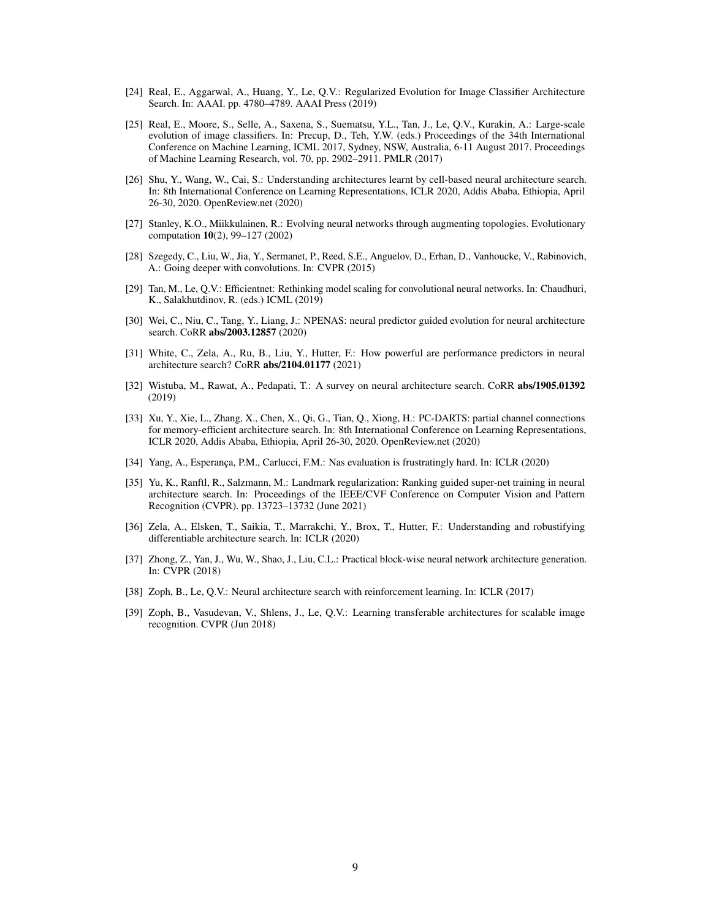[24] Real, E., Aggarwal, A., Huang, Y., Le, Q.V.: Regularized Evolution for Image Classifier Architecture Search. In: AAAI. pp. 4780–4789. AAAI Press (2019)

[25] Real, E., Moore, S., Selle, A., Saxena, S., Suematsu, Y.L., Tan, J., Le, Q.V., Kurakin, A.: Large-scale evolution of image classifiers. In: Precup, D., Teh, Y.W. (eds.) Proceedings of the 34th International Conference on Machine Learning, ICML 2017, Sydney, NSW, Australia, 6-11 August 2017. Proceedings of Machine Learning Research, vol. 70, pp. 2902–2911. PMLR (2017)

[26] Shu, Y., Wang, W., Cai, S.: Understanding architectures learnt by cell-based neural architecture search. In: 8th International Conference on Learning Representations, ICLR 2020, Addis Ababa, Ethiopia, April 26-30, 2020. OpenReview.net (2020)

[27] Stanley, K.O., Miikkulainen, R.: Evolving neural networks through augmenting topologies. Evolutionary computation **10**(2), 99–127 (2002)

[28] Szegedy, C., Liu, W., Jia, Y., Sermanet, P., Reed, S.E., Anguelov, D., Erhan, D., Vanhoucke, V., Rabinovich, A.: Going deeper with convolutions. In: CVPR (2015)

[29] Tan, M., Le, Q.V.: Efficientnet: Rethinking model scaling for convolutional neural networks. In: Chaudhuri, K., Salakhutdinov, R. (eds.) ICML (2019)

[30] Wei, C., Niu, C., Tang, Y., Liang, J.: NPENAS: neural predictor guided evolution for neural architecture search. CoRR **abs/2003.12857** (2020)

[31] White, C., Zela, A., Ru, B., Liu, Y., Hutter, F.: How powerful are performance predictors in neural architecture search? CoRR **abs/2104.01177** (2021)

[32] Wistuba, M., Rawat, A., Pedapati, T.: A survey on neural architecture search. CoRR **abs/1905.01392** (2019)

[33] Xu, Y., Xie, L., Zhang, X., Chen, X., Qi, G., Tian, Q., Xiong, H.: PC-DARTS: partial channel connections for memory-efficient architecture search. In: 8th International Conference on Learning Representations, ICLR 2020, Addis Ababa, Ethiopia, April 26-30, 2020. OpenReview.net (2020)

[34] Yang, A., Esperança, P.M., Carlucci, F.M.: Nas evaluation is frustratingly hard. In: ICLR (2020)

[35] Yu, K., Ranftl, R., Salzmann, M.: Landmark regularization: Ranking guided super-net training in neural architecture search. In: Proceedings of the IEEE/CVF Conference on Computer Vision and Pattern Recognition (CVPR). pp. 13723–13732 (June 2021)

[36] Zela, A., Elsken, T., Saikia, T., Marrakchi, Y., Brox, T., Hutter, F.: Understanding and robustifying differentiable architecture search. In: ICLR (2020)

[37] Zhong, Z., Yan, J., Wu, W., Shao, J., Liu, C.L.: Practical block-wise neural network architecture generation. In: CVPR (2018)

[38] Zoph, B., Le, Q.V.: Neural architecture search with reinforcement learning. In: ICLR (2017)

[39] Zoph, B., Vasudevan, V., Shlens, J., Le, Q.V.: Learning transferable architectures for scalable image recognition. CVPR (Jun 2018)